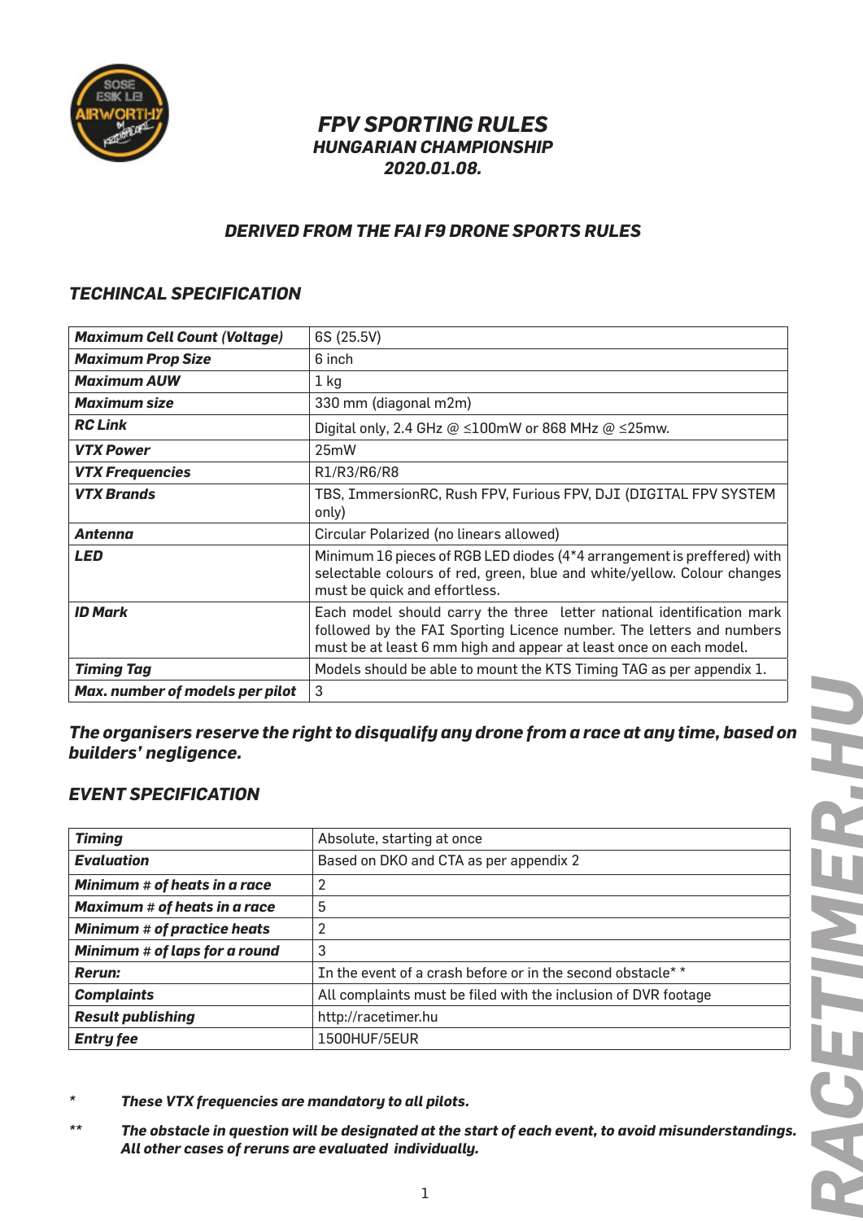# *FPV SPORTING RULES*

## *HUNGARIAN CHAMPIONSHIP*

## *2020.01.08.*

### *DERIVED FROM THE FAI F9 DRONE SPORTS RULES*

### *TECHINCAL SPECIFICATION*

| | |
|---|---|
| ***Maximum Cell Count (Voltage)*** | 6S (25.5V) |
| ***Maximum Prop Size*** | 6 inch |
| ***Maximum AUW*** | 1 kg |
| ***Maximum size*** | 330 mm (diagonal m2m) |
| ***RC Link*** | Digital only, 2.4 GHz @ ≤100mW or 868 MHz @ ≤25mw. |
| ***VTX Power*** | 25mW |
| ***VTX Frequencies*** | R1/R3/R6/R8 |
| ***VTX Brands*** | TBS, ImmersionRC, Rush FPV, Furious FPV, DJI (DIGITAL FPV SYSTEM only) |
| ***Antenna*** | Circular Polarized (no linears allowed) |
| ***LED*** | Minimum 16 pieces of RGB LED diodes (4*4 arrangement is preffered) with selectable colours of red, green, blue and white/yellow. Colour changes must be quick and effortless. |
| ***ID Mark*** | Each model should carry the three letter national identification mark followed by the FAI Sporting Licence number. The letters and numbers must be at least 6 mm high and appear at least once on each model. |
| ***Timing Tag*** | Models should be able to mount the KTS Timing TAG as per appendix 1. |
| ***Max. number of models per pilot*** | 3 |

***The organisers reserve the right to disqualify any drone from a race at any time, based on builders' negligence.***

### *EVENT SPECIFICATION*

| | |
|---|---|
| ***Timing*** | Absolute, starting at once |
| ***Evaluation*** | Based on DKO and CTA as per appendix 2 |
| ***Minimum # of heats in a race*** | 2 |
| ***Maximum # of heats in a race*** | 5 |
| ***Minimum # of practice heats*** | 2 |
| ***Minimum # of laps for a round*** | 3 |
| ***Rerun:*** | In the event of a crash before or in the second obstacle* * |
| ***Complaints*** | All complaints must be filed with the inclusion of DVR footage |
| ***Result publishing*** | http://racetimer.hu |
| ***Entry fee*** | 1500HUF/5EUR |

\* ***These VTX frequencies are mandatory to all pilots.***

\*\* ***The obstacle in question will be designated at the start of each event, to avoid misunderstandings. All other cases of reruns are evaluated individually.***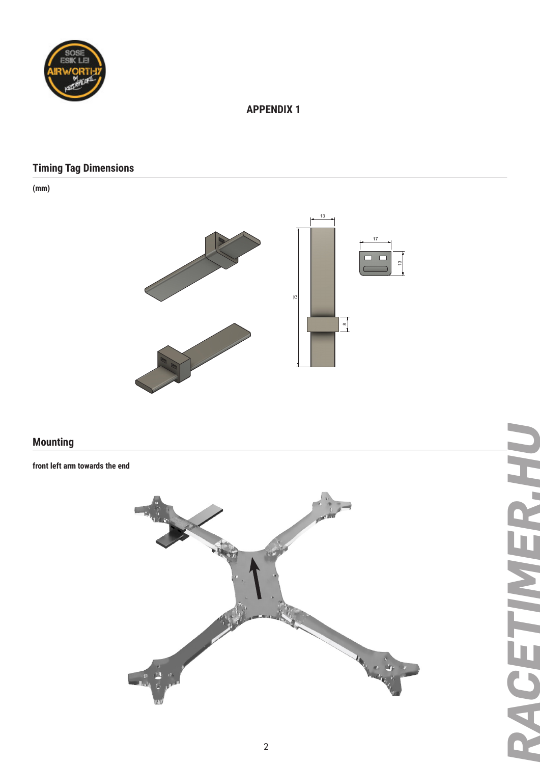# APPENDIX 1

## Timing Tag Dimensions

**(mm)**

13

17

13

75

8

## Mounting

**front left arm towards the end**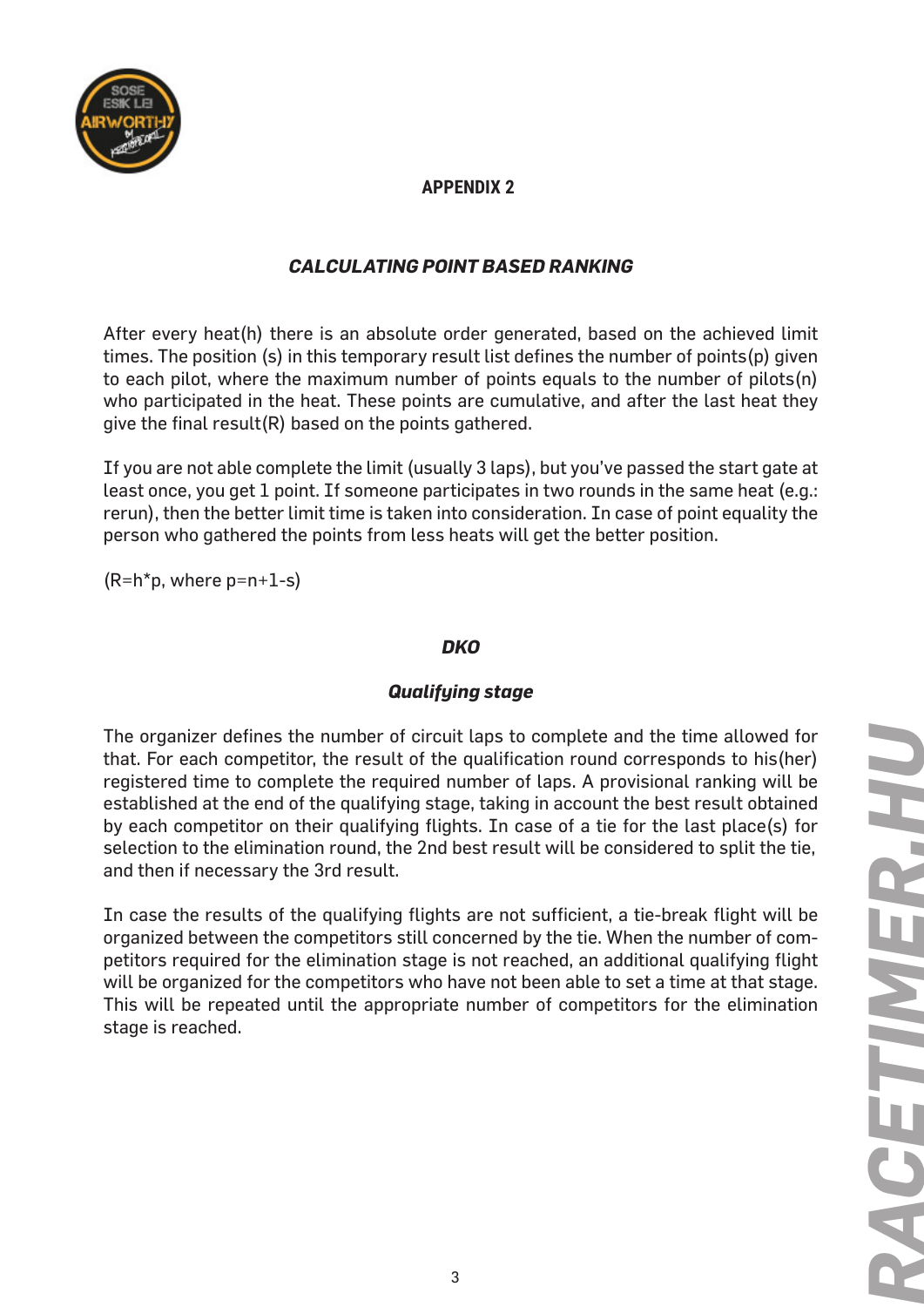## APPENDIX 2

### *CALCULATING POINT BASED RANKING*

After every heat(h) there is an absolute order generated, based on the achieved limit times. The position (s) in this temporary result list defines the number of points(p) given to each pilot, where the maximum number of points equals to the number of pilots(n) who participated in the heat. These points are cumulative, and after the last heat they give the final result(R) based on the points gathered.

If you are not able complete the limit (usually 3 laps), but you've passed the start gate at least once, you get 1 point. If someone participates in two rounds in the same heat (e.g.: rerun), then the better limit time is taken into consideration. In case of point equality the person who gathered the points from less heats will get the better position.

($R=h*p$, where $p=n+1-s$)

### *DKO*

#### *Qualifying stage*

The organizer defines the number of circuit laps to complete and the time allowed for that. For each competitor, the result of the qualification round corresponds to his(her) registered time to complete the required number of laps. A provisional ranking will be established at the end of the qualifying stage, taking in account the best result obtained by each competitor on their qualifying flights. In case of a tie for the last place(s) for selection to the elimination round, the 2nd best result will be considered to split the tie, and then if necessary the 3rd result.

In case the results of the qualifying flights are not sufficient, a tie-break flight will be organized between the competitors still concerned by the tie. When the number of competitors required for the elimination stage is not reached, an additional qualifying flight will be organized for the competitors who have not been able to set a time at that stage. This will be repeated until the appropriate number of competitors for the elimination stage is reached.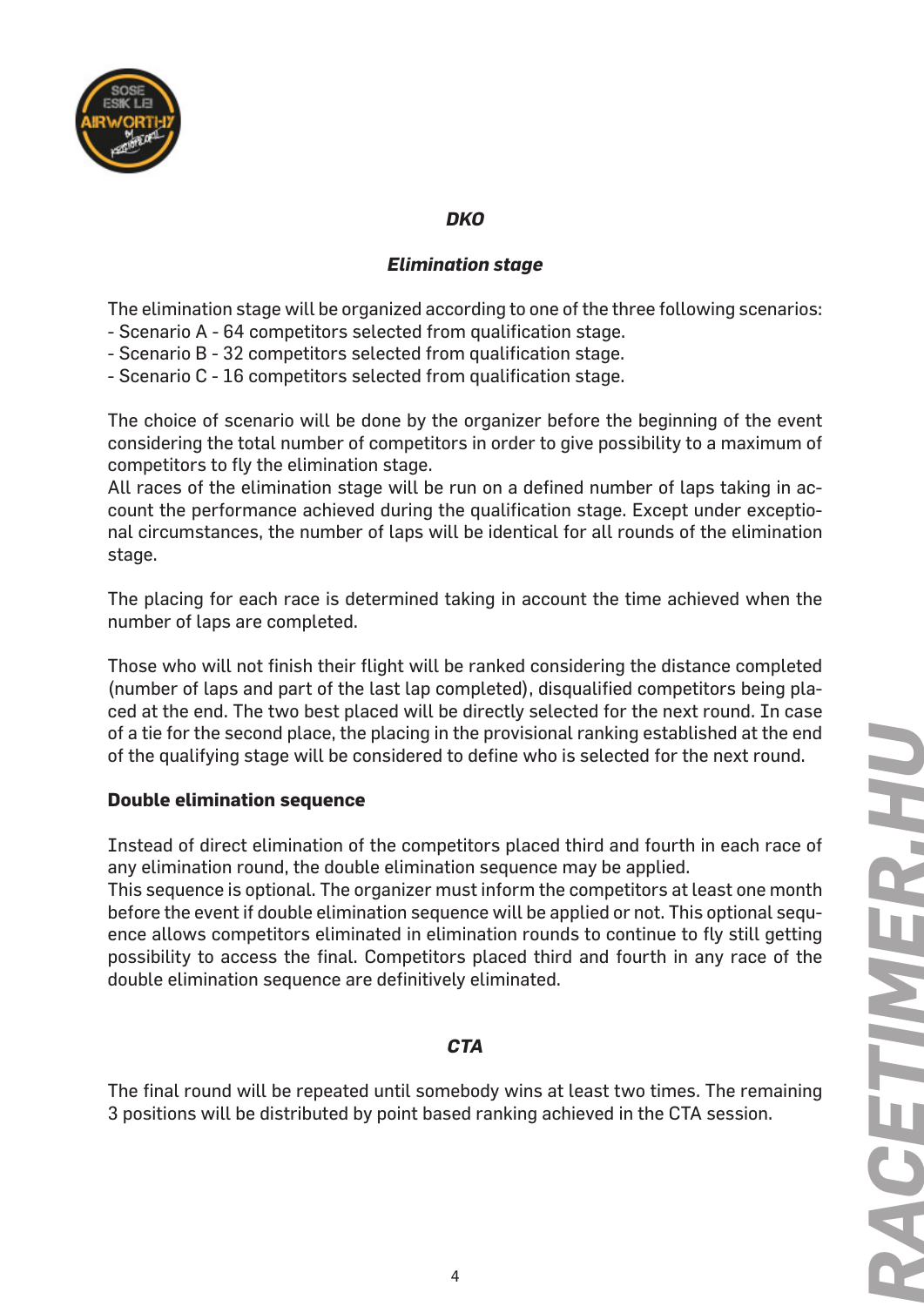### *DKO*

### *Elimination stage*

The elimination stage will be organized according to one of the three following scenarios:
- Scenario A - 64 competitors selected from qualification stage.
- Scenario B - 32 competitors selected from qualification stage.
- Scenario C - 16 competitors selected from qualification stage.

The choice of scenario will be done by the organizer before the beginning of the event considering the total number of competitors in order to give possibility to a maximum of competitors to fly the elimination stage.
All races of the elimination stage will be run on a defined number of laps taking in account the performance achieved during the qualification stage. Except under exceptional circumstances, the number of laps will be identical for all rounds of the elimination stage.

The placing for each race is determined taking in account the time achieved when the number of laps are completed.

Those who will not finish their flight will be ranked considering the distance completed (number of laps and part of the last lap completed), disqualified competitors being placed at the end. The two best placed will be directly selected for the next round. In case of a tie for the second place, the placing in the provisional ranking established at the end of the qualifying stage will be considered to define who is selected for the next round.

**Double elimination sequence**

Instead of direct elimination of the competitors placed third and fourth in each race of any elimination round, the double elimination sequence may be applied.
This sequence is optional. The organizer must inform the competitors at least one month before the event if double elimination sequence will be applied or not. This optional sequence allows competitors eliminated in elimination rounds to continue to fly still getting possibility to access the final. Competitors placed third and fourth in any race of the double elimination sequence are definitively eliminated.

### *CTA*

The final round will be repeated until somebody wins at least two times. The remaining 3 positions will be distributed by point based ranking achieved in the CTA session.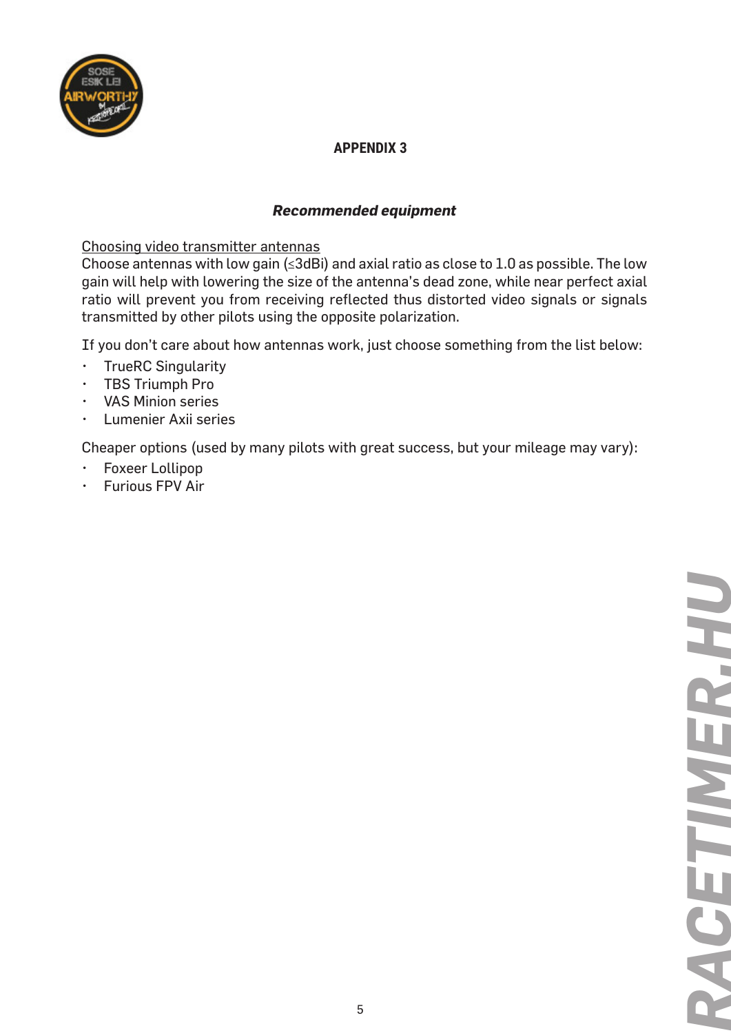## APPENDIX 3

### *Recommended equipment*

Choosing video transmitter antennas
Choose antennas with low gain (≤3dBi) and axial ratio as close to 1.0 as possible. The low gain will help with lowering the size of the antenna's dead zone, while near perfect axial ratio will prevent you from receiving reflected thus distorted video signals or signals transmitted by other pilots using the opposite polarization.

If you don't care about how antennas work, just choose something from the list below:

- TrueRC Singularity
- TBS Triumph Pro
- VAS Minion series
- Lumenier Axii series

Cheaper options (used by many pilots with great success, but your mileage may vary):

- Foxeer Lollipop
- Furious FPV Air